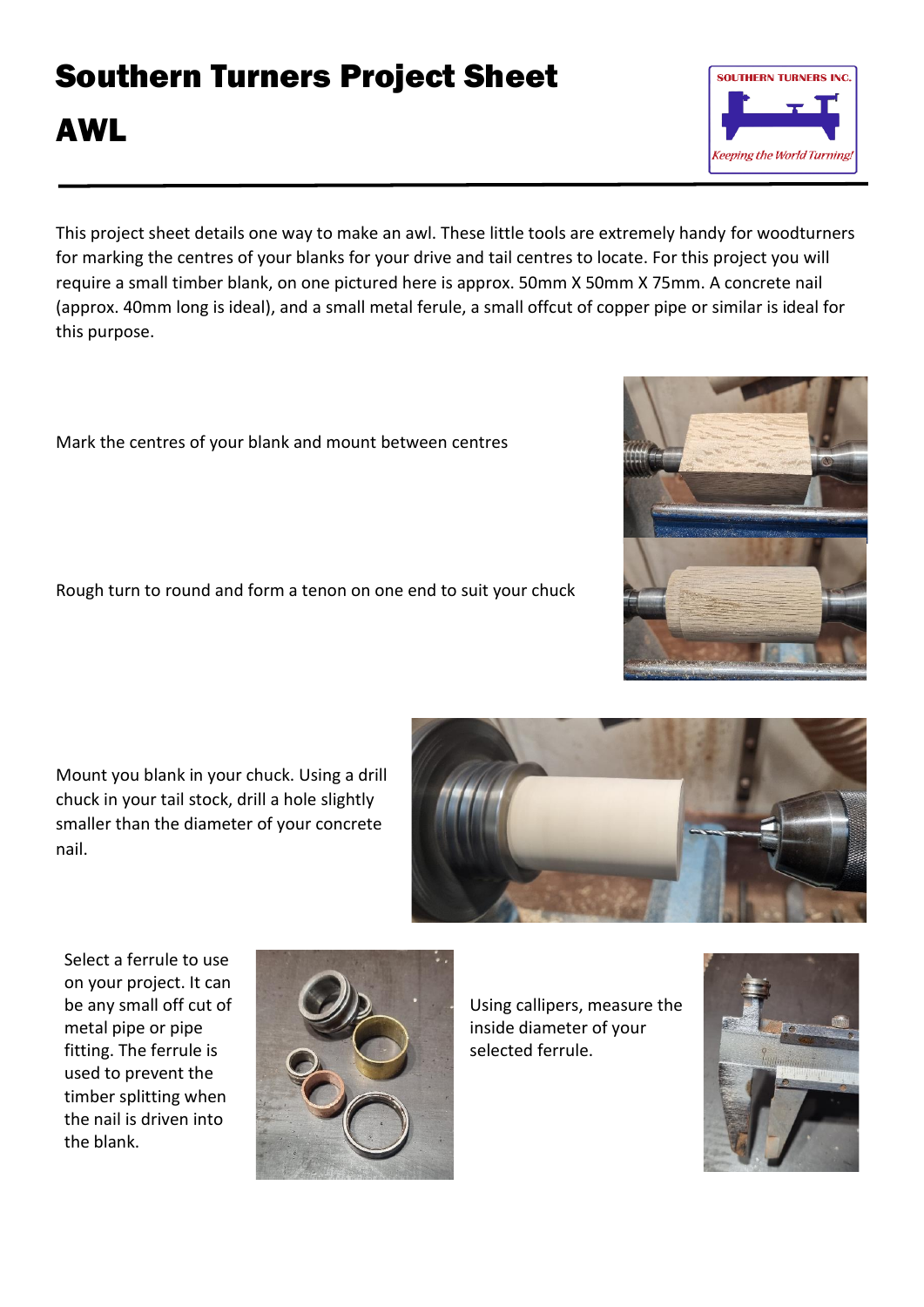# Southern Turners Project Sheet

# AWL

This project sheet details one way to make an awl. These little tools are extremely handy for woodturners for marking the centres of your blanks for your drive and tail centres to locate. For this project you will require a small timber blank, on one pictured here is approx. 50mm X 50mm X 75mm. A concrete nail (approx. 40mm long is ideal), and a small metal ferule, a small offcut of copper pipe or similar is ideal for this purpose.

Mark the centres of your blank and mount between centres

Rough turn to round and form a tenon on one end to suit your chuck

Mount you blank in your chuck. Using a drill chuck in your tail stock, drill a hole slightly smaller than the diameter of your concrete nail.

Select a ferule to use on your project. It can be any small off cut of metal pipe or pipe fitting. The ferule is used to prevent the timber splitting when the nail is driven into the blank.

Using callipers, measure the inside diameter of your selected ferule.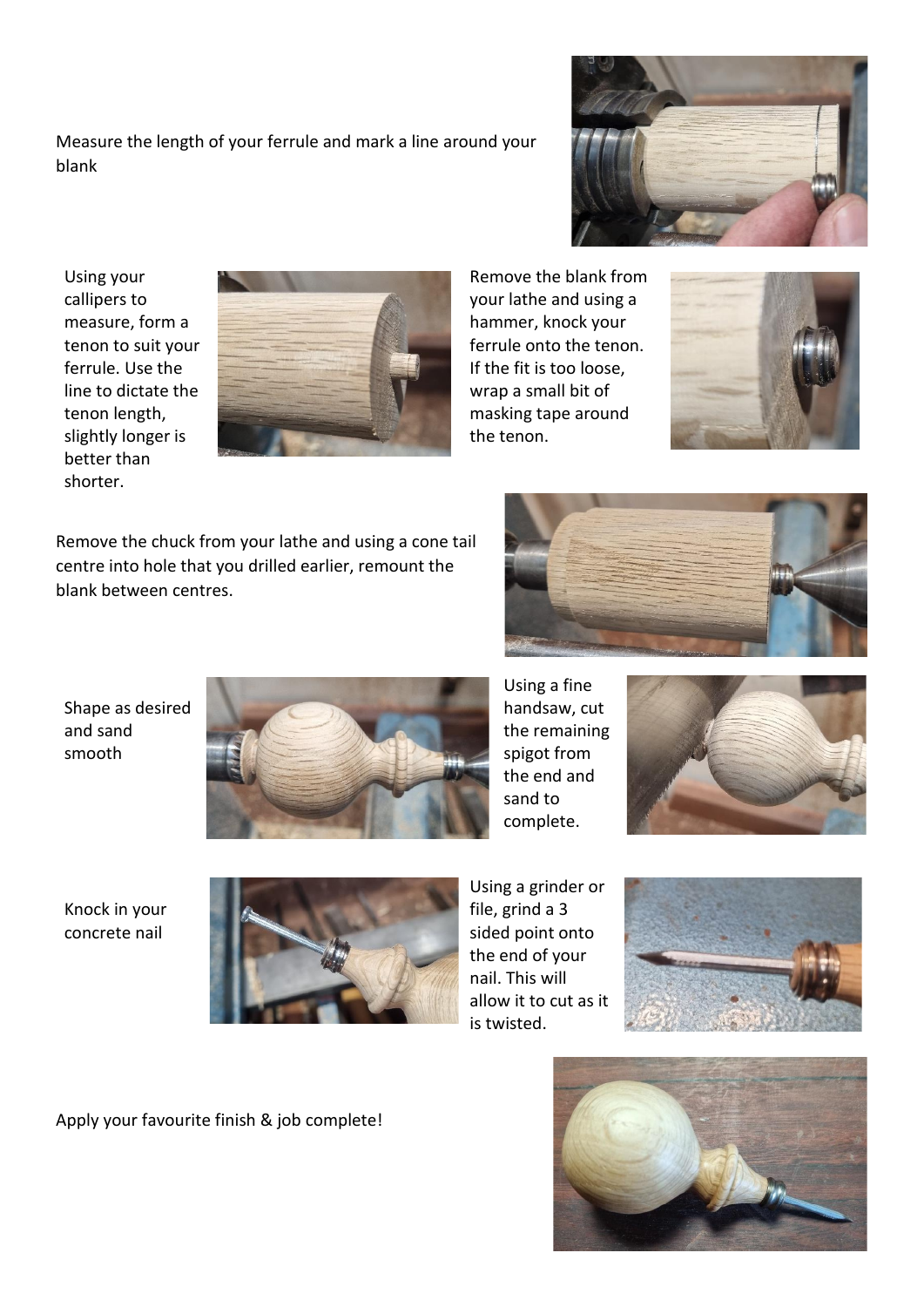Measure the length of your ferrule and mark a line around your blank

Using your callipers to measure, form a tenon to suit your ferrule. Use the line to dictate the tenon length, slightly longer is better than shorter.

Remove the blank from your lathe and using a hammer, knock your ferrule onto the tenon. If the fit is too loose, wrap a small bit of masking tape around the tenon.

Remove the chuck from your lathe and using a cone tail centre into hole that you drilled earlier, remount the blank between centres.

Shape as desired and sand smooth

Using a fine handsaw, cut the remaining spigot from the end and sand to complete.

Knock in your concrete nail

Using a grinder or file, grind a 3 sided point onto the end of your nail. This will allow it to cut as it is twisted.

Apply your favourite finish & job complete!